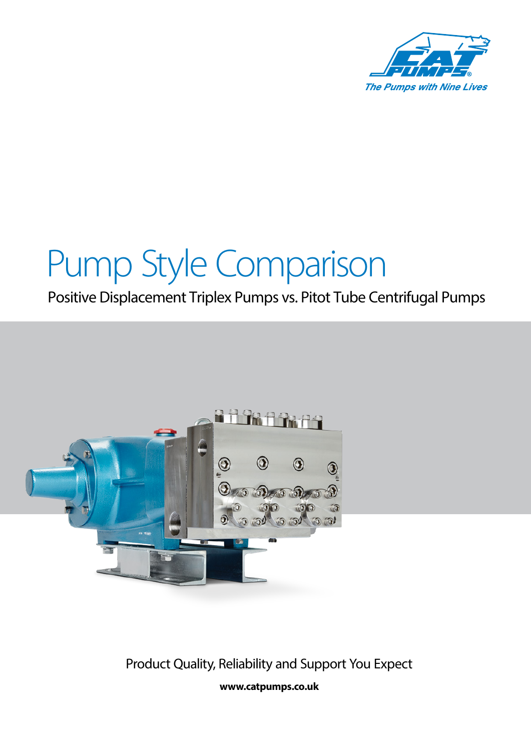The Pumps with Nine Lives

# Pump Style Comparison

Positive Displacement Triplex Pumps vs. Pitot Tube Centrifugal Pumps

Product Quality, Reliability and Support You Expect

**www.catpumps.co.uk**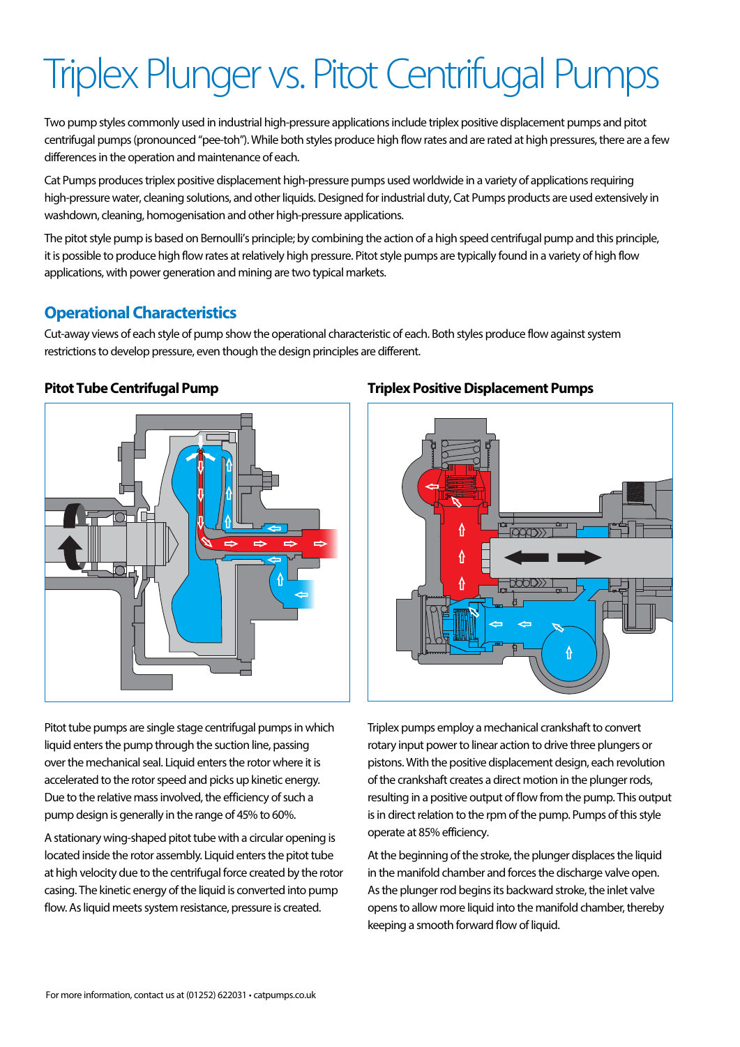# Triplex Plunger vs. Pitot Centrifugal Pumps

Two pump styles commonly used in industrial high-pressure applications include triplex positive displacement pumps and pitot centrifugal pumps (pronounced "pee-toh"). While both styles produce high flow rates and are rated at high pressures, there are a few differences in the operation and maintenance of each.

Cat Pumps produces triplex positive displacement high-pressure pumps used worldwide in a variety of applications requiring high-pressure water, cleaning solutions, and other liquids. Designed for industrial duty, Cat Pumps products are used extensively in washdown, cleaning, homogenisation and other high-pressure applications.

The pitot style pump is based on Bernoulli's principle; by combining the action of a high speed centrifugal pump and this principle, it is possible to produce high flow rates at relatively high pressure. Pitot style pumps are typically found in a variety of high flow applications, with power generation and mining are two typical markets.

## Operational Characteristics

Cut-away views of each style of pump show the operational characteristic of each. Both styles produce flow against system restrictions to develop pressure, even though the design principles are different.

### Pitot Tube Centrifugal Pump

Pitot tube pumps are single stage centrifugal pumps in which liquid enters the pump through the suction line, passing over the mechanical seal. Liquid enters the rotor where it is accelerated to the rotor speed and picks up kinetic energy. Due to the relative mass involved, the efficiency of such a pump design is generally in the range of 45% to 60%.

A stationary wing-shaped pitot tube with a circular opening is located inside the rotor assembly. Liquid enters the pitot tube at high velocity due to the centrifugal force created by the rotor casing. The kinetic energy of the liquid is converted into pump flow. As liquid meets system resistance, pressure is created.

### Triplex Positive Displacement Pumps

Triplex pumps employ a mechanical crankshaft to convert rotary input power to linear action to drive three plungers or pistons. With the positive displacement design, each revolution of the crankshaft creates a direct motion in the plunger rods, resulting in a positive output of flow from the pump. This output is in direct relation to the rpm of the pump. Pumps of this style operate at 85% efficiency.

At the beginning of the stroke, the plunger displaces the liquid in the manifold chamber and forces the discharge valve open. As the plunger rod begins its backward stroke, the inlet valve opens to allow more liquid into the manifold chamber, thereby keeping a smooth forward flow of liquid.

For more information, contact us at (01252) 622031 • catpumps.co.uk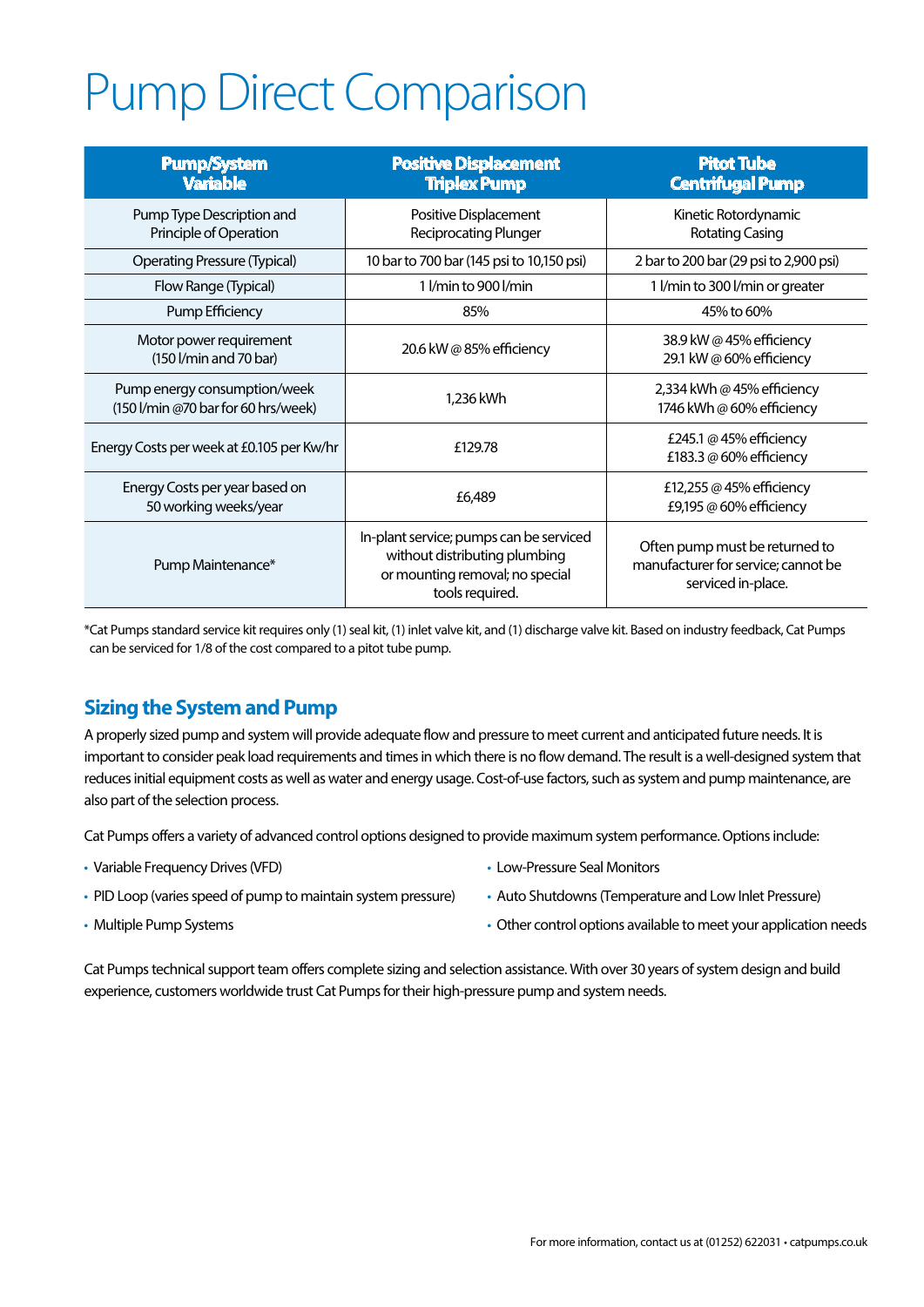# Pump Direct Comparison

| Pump/System Variable | Positive Displacement Triplex Pump | Pitot Tube Centrifugal Pump |
|---|---|---|
| Pump Type Description and Principle of Operation | Positive Displacement Reciprocating Plunger | Kinetic Rotordynamic Rotating Casing |
| Operating Pressure (Typical) | 10 bar to 700 bar (145 psi to 10,150 psi) | 2 bar to 200 bar (29 psi to 2,900 psi) |
| Flow Range (Typical) | 1 l/min to 900 l/min | 1 l/min to 300 l/min or greater |
| Pump Efficiency | 85% | 45% to 60% |
| Motor power requirement (150 l/min and 70 bar) | 20.6 kW @ 85% efficiency | 38.9 kW @ 45% efficiency<br>29.1 kW @ 60% efficiency |
| Pump energy consumption/week (150 l/min @70 bar for 60 hrs/week) | 1,236 kWh | 2,334 kWh @ 45% efficiency<br>1746 kWh @ 60% efficiency |
| Energy Costs per week at £0.105 per Kw/hr | £129.78 | £245.1 @ 45% efficiency<br>£183.3 @ 60% efficiency |
| Energy Costs per year based on 50 working weeks/year | £6,489 | £12,255 @ 45% efficiency<br>£9,195 @ 60% efficiency |
| Pump Maintenance* | In-plant service; pumps can be serviced without distributing plumbing or mounting removal; no special tools required. | Often pump must be returned to manufacturer for service; cannot be serviced in-place. |

*Cat Pumps standard service kit requires only (1) seal kit, (1) inlet valve kit, and (1) discharge valve kit. Based on industry feedback, Cat Pumps can be serviced for 1/8 of the cost compared to a pitot tube pump.

## Sizing the System and Pump

A properly sized pump and system will provide adequate flow and pressure to meet current and anticipated future needs. It is important to consider peak load requirements and times in which there is no flow demand. The result is a well-designed system that reduces initial equipment costs as well as water and energy usage. Cost-of-use factors, such as system and pump maintenance, are also part of the selection process.

Cat Pumps offers a variety of advanced control options designed to provide maximum system performance. Options include:

- Variable Frequency Drives (VFD)
- PID Loop (varies speed of pump to maintain system pressure)
- Multiple Pump Systems
- Low-Pressure Seal Monitors
- Auto Shutdowns (Temperature and Low Inlet Pressure)
- Other control options available to meet your application needs

Cat Pumps technical support team offers complete sizing and selection assistance. With over 30 years of system design and build experience, customers worldwide trust Cat Pumps for their high-pressure pump and system needs.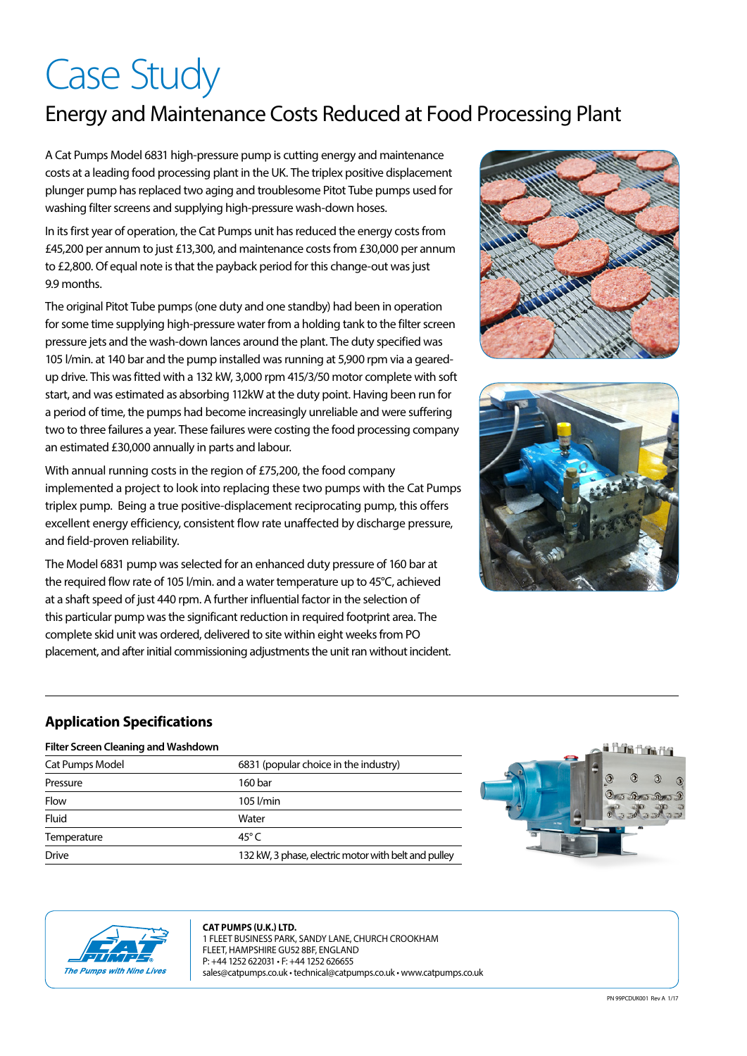# Case Study

## Energy and Maintenance Costs Reduced at Food Processing Plant

A Cat Pumps Model 6831 high-pressure pump is cutting energy and maintenance costs at a leading food processing plant in the UK. The triplex positive displacement plunger pump has replaced two aging and troublesome Pitot Tube pumps used for washing filter screens and supplying high-pressure wash-down hoses.

In its first year of operation, the Cat Pumps unit has reduced the energy costs from £45,200 per annum to just £13,300, and maintenance costs from £30,000 per annum to £2,800. Of equal note is that the payback period for this change-out was just 9.9 months.

The original Pitot Tube pumps (one duty and one standby) had been in operation for some time supplying high-pressure water from a holding tank to the filter screen pressure jets and the wash-down lances around the plant. The duty specified was 105 l/min. at 140 bar and the pump installed was running at 5,900 rpm via a geared-up drive. This was fitted with a 132 kW, 3,000 rpm 415/3/50 motor complete with soft start, and was estimated as absorbing 112kW at the duty point. Having been run for a period of time, the pumps had become increasingly unreliable and were suffering two to three failures a year. These failures were costing the food processing company an estimated £30,000 annually in parts and labour.

With annual running costs in the region of £75,200, the food company implemented a project to look into replacing these two pumps with the Cat Pumps triplex pump. Being a true positive-displacement reciprocating pump, this offers excellent energy efficiency, consistent flow rate unaffected by discharge pressure, and field-proven reliability.

The Model 6831 pump was selected for an enhanced duty pressure of 160 bar at the required flow rate of 105 l/min. and a water temperature up to 45°C, achieved at a shaft speed of just 440 rpm. A further influential factor in the selection of this particular pump was the significant reduction in required footprint area. The complete skid unit was ordered, delivered to site within eight weeks from PO placement, and after initial commissioning adjustments the unit ran without incident.

## Application Specifications

**Filter Screen Cleaning and Washdown**

| | |
|---|---|
| Cat Pumps Model | 6831 (popular choice in the industry) |
| Pressure | 160 bar |
| Flow | 105 l/min |
| Fluid | Water |
| Temperature | 45° C |
| Drive | 132 kW, 3 phase, electric motor with belt and pulley |

CAT PUMPS
The Pumps with Nine Lives

**CAT PUMPS (U.K.) LTD.**
1 FLEET BUSINESS PARK, SANDY LANE, CHURCH CROOKHAM
FLEET, HAMPSHIRE GU52 8BF, ENGLAND
P: +44 1252 622031 • F: +44 1252 626655
sales@catpumps.co.uk • technical@catpumps.co.uk • www.catpumps.co.uk

PN 99PCDUK001 Rev A 1/17